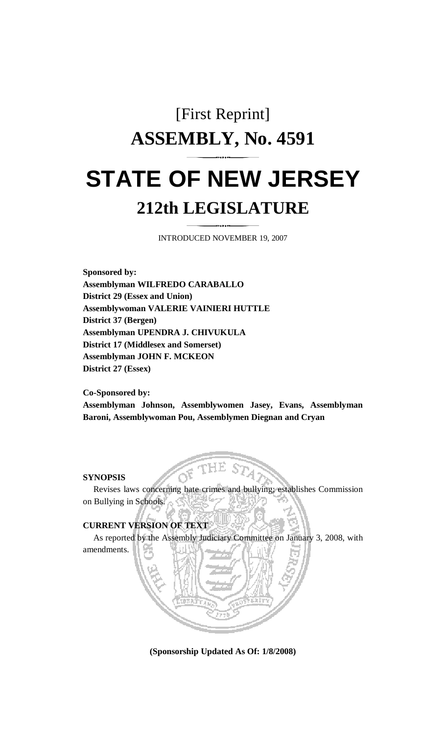# [First Reprint]

# ASSEMBLY, No. 4591

# STATE OF NEW JERSEY

## 212th LEGISLATURE

INTRODUCED NOVEMBER 19, 2007

**Sponsored by:**
**Assemblyman WILFREDO CARABALLO**
**District 29 (Essex and Union)**
**Assemblywoman VALERIE VAINIERI HUTTLE**
**District 37 (Bergen)**
**Assemblyman UPENDRA J. CHIVUKULA**
**District 17 (Middlesex and Somerset)**
**Assemblyman JOHN F. MCKEON**
**District 27 (Essex)**

**Co-Sponsored by:**
**Assemblyman Johnson, Assemblywomen Jasey, Evans, Assemblyman Baroni, Assemblywoman Pou, Assemblymen Diegnan and Cryan**

**SYNOPSIS**

Revises laws concerning hate crimes and bullying; establishes Commission on Bullying in Schools.

**CURRENT VERSION OF TEXT**

As reported by the Assembly Judiciary Committee on January 3, 2008, with amendments.

**(Sponsorship Updated As Of: 1/8/2008)**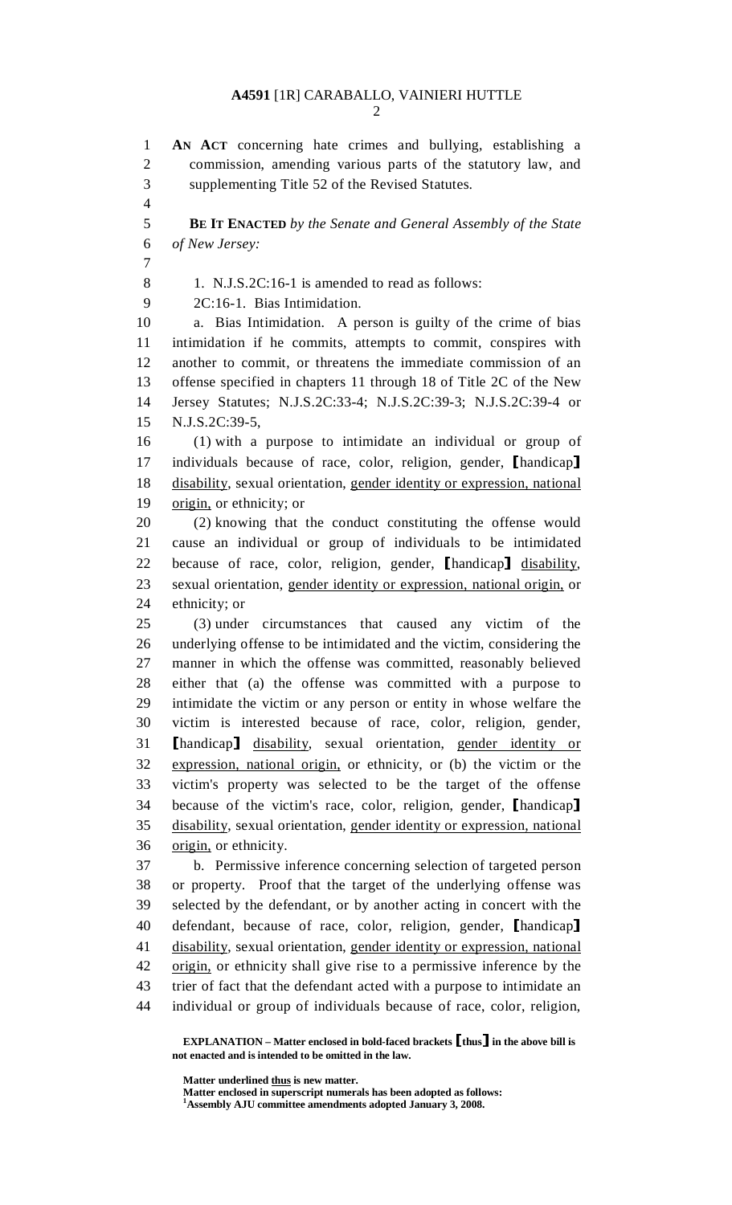AN ACT concerning hate crimes and bullying, establishing a commission, amending various parts of the statutory law, and supplementing Title 52 of the Revised Statutes.

**BE IT ENACTED** *by the Senate and General Assembly of the State of New Jersey:*

1. N.J.S.2C:16-1 is amended to read as follows:

2C:16-1. Bias Intimidation.

a. Bias Intimidation. A person is guilty of the crime of bias intimidation if he commits, attempts to commit, conspires with another to commit, or threatens the immediate commission of an offense specified in chapters 11 through 18 of Title 2C of the New Jersey Statutes; N.J.S.2C:33-4; N.J.S.2C:39-3; N.J.S.2C:39-4 or N.J.S.2C:39-5,

(1) with a purpose to intimidate an individual or group of individuals because of race, color, religion, gender, [handicap] <u>disability</u>, sexual orientation, <u>gender identity or expression, national origin,</u> or ethnicity; or

(2) knowing that the conduct constituting the offense would cause an individual or group of individuals to be intimidated because of race, color, religion, gender, [handicap] <u>disability</u>, sexual orientation, <u>gender identity or expression, national origin,</u> or ethnicity; or

(3) under circumstances that caused any victim of the underlying offense to be intimidated and the victim, considering the manner in which the offense was committed, reasonably believed either that (a) the offense was committed with a purpose to intimidate the victim or any person or entity in whose welfare the victim is interested because of race, color, religion, gender, [handicap] <u>disability</u>, sexual orientation, <u>gender identity or expression, national origin,</u> or ethnicity, or (b) the victim or the victim's property was selected to be the target of the offense because of the victim's race, color, religion, gender, [handicap] <u>disability</u>, sexual orientation, <u>gender identity or expression, national origin,</u> or ethnicity.

b. Permissive inference concerning selection of targeted person or property. Proof that the target of the underlying offense was selected by the defendant, or by another acting in concert with the defendant, because of race, color, religion, gender, [handicap] <u>disability</u>, sexual orientation, <u>gender identity or expression, national origin,</u> or ethnicity shall give rise to a permissive inference by the trier of fact that the defendant acted with a purpose to intimidate an individual or group of individuals because of race, color, religion,

**EXPLANATION – Matter enclosed in bold-faced brackets [thus] in the above bill is not enacted and is intended to be omitted in the law.**

**Matter underlined <u>thus</u> is new matter.**
**Matter enclosed in superscript numerals has been adopted as follows:**
**[1]Assembly AJU committee amendments adopted January 3, 2008.**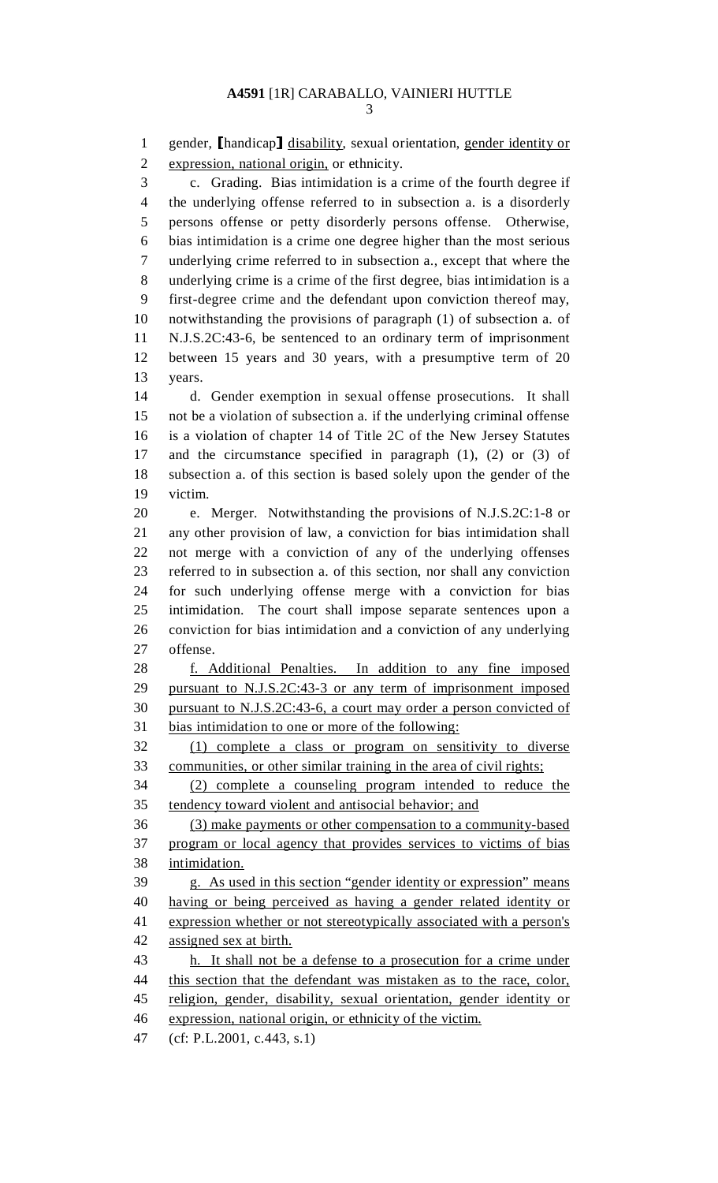gender, [handicap] disability, sexual orientation, gender identity or expression, national origin, or ethnicity.

c. Grading. Bias intimidation is a crime of the fourth degree if the underlying offense referred to in subsection a. is a disorderly persons offense or petty disorderly persons offense. Otherwise, bias intimidation is a crime one degree higher than the most serious underlying crime referred to in subsection a., except that where the underlying crime is a crime of the first degree, bias intimidation is a first-degree crime and the defendant upon conviction thereof may, notwithstanding the provisions of paragraph (1) of subsection a. of N.J.S.2C:43-6, be sentenced to an ordinary term of imprisonment between 15 years and 30 years, with a presumptive term of 20 years.

d. Gender exemption in sexual offense prosecutions. It shall not be a violation of subsection a. if the underlying criminal offense is a violation of chapter 14 of Title 2C of the New Jersey Statutes and the circumstance specified in paragraph (1), (2) or (3) of subsection a. of this section is based solely upon the gender of the victim.

e. Merger. Notwithstanding the provisions of N.J.S.2C:1-8 or any other provision of law, a conviction for bias intimidation shall not merge with a conviction of any of the underlying offenses referred to in subsection a. of this section, nor shall any conviction for such underlying offense merge with a conviction for bias intimidation. The court shall impose separate sentences upon a conviction for bias intimidation and a conviction of any underlying offense.

f. Additional Penalties. In addition to any fine imposed pursuant to N.J.S.2C:43-3 or any term of imprisonment imposed pursuant to N.J.S.2C:43-6, a court may order a person convicted of bias intimidation to one or more of the following:

(1) complete a class or program on sensitivity to diverse communities, or other similar training in the area of civil rights;

(2) complete a counseling program intended to reduce the tendency toward violent and antisocial behavior; and

(3) make payments or other compensation to a community-based program or local agency that provides services to victims of bias intimidation.

g. As used in this section "gender identity or expression" means having or being perceived as having a gender related identity or expression whether or not stereotypically associated with a person's assigned sex at birth.

h. It shall not be a defense to a prosecution for a crime under this section that the defendant was mistaken as to the race, color, religion, gender, disability, sexual orientation, gender identity or expression, national origin, or ethnicity of the victim.

(cf: P.L.2001, c.443, s.1)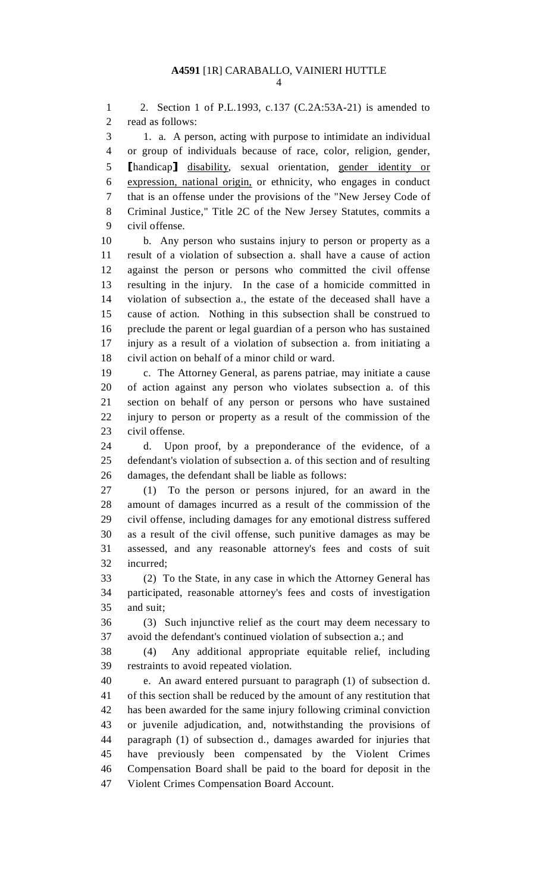2. Section 1 of P.L.1993, c.137 (C.2A:53A-21) is amended to read as follows:

1. a. A person, acting with purpose to intimidate an individual or group of individuals because of race, color, religion, gender, [handicap] disability, sexual orientation, gender identity or expression, national origin, or ethnicity, who engages in conduct that is an offense under the provisions of the "New Jersey Code of Criminal Justice," Title 2C of the New Jersey Statutes, commits a civil offense.

b. Any person who sustains injury to person or property as a result of a violation of subsection a. shall have a cause of action against the person or persons who committed the civil offense resulting in the injury. In the case of a homicide committed in violation of subsection a., the estate of the deceased shall have a cause of action. Nothing in this subsection shall be construed to preclude the parent or legal guardian of a person who has sustained injury as a result of a violation of subsection a. from initiating a civil action on behalf of a minor child or ward.

c. The Attorney General, as parens patriae, may initiate a cause of action against any person who violates subsection a. of this section on behalf of any person or persons who have sustained injury to person or property as a result of the commission of the civil offense.

d. Upon proof, by a preponderance of the evidence, of a defendant's violation of subsection a. of this section and of resulting damages, the defendant shall be liable as follows:

(1) To the person or persons injured, for an award in the amount of damages incurred as a result of the commission of the civil offense, including damages for any emotional distress suffered as a result of the civil offense, such punitive damages as may be assessed, and any reasonable attorney's fees and costs of suit incurred;

(2) To the State, in any case in which the Attorney General has participated, reasonable attorney's fees and costs of investigation and suit;

(3) Such injunctive relief as the court may deem necessary to avoid the defendant's continued violation of subsection a.; and

(4) Any additional appropriate equitable relief, including restraints to avoid repeated violation.

e. An award entered pursuant to paragraph (1) of subsection d. of this section shall be reduced by the amount of any restitution that has been awarded for the same injury following criminal conviction or juvenile adjudication, and, notwithstanding the provisions of paragraph (1) of subsection d., damages awarded for injuries that have previously been compensated by the Violent Crimes Compensation Board shall be paid to the board for deposit in the Violent Crimes Compensation Board Account.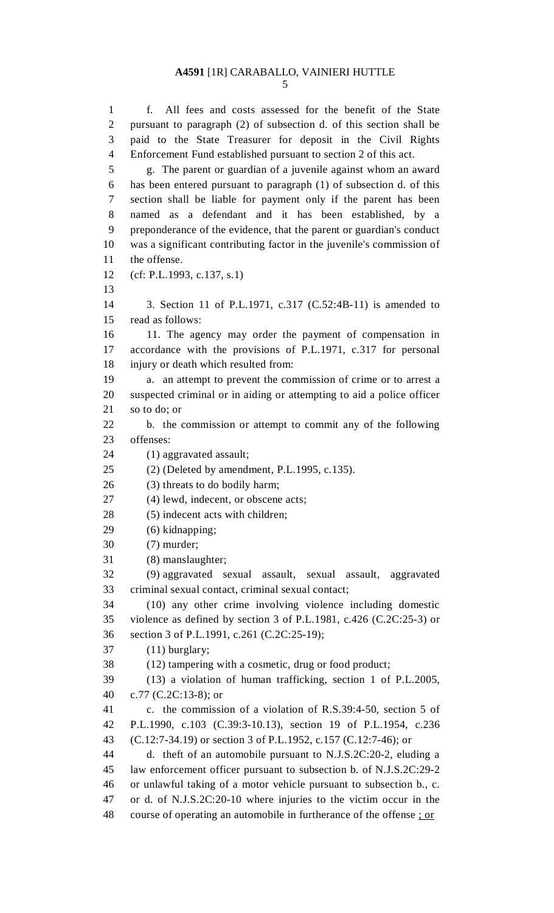f. All fees and costs assessed for the benefit of the State pursuant to paragraph (2) of subsection d. of this section shall be paid to the State Treasurer for deposit in the Civil Rights Enforcement Fund established pursuant to section 2 of this act.

g. The parent or guardian of a juvenile against whom an award has been entered pursuant to paragraph (1) of subsection d. of this section shall be liable for payment only if the parent has been named as a defendant and it has been established, by a preponderance of the evidence, that the parent or guardian's conduct was a significant contributing factor in the juvenile's commission of the offense.

(cf: P.L.1993, c.137, s.1)

3. Section 11 of P.L.1971, c.317 (C.52:4B-11) is amended to read as follows:

11. The agency may order the payment of compensation in accordance with the provisions of P.L.1971, c.317 for personal injury or death which resulted from:

a. an attempt to prevent the commission of crime or to arrest a suspected criminal or in aiding or attempting to aid a police officer so to do; or

b. the commission or attempt to commit any of the following offenses:

(1) aggravated assault;

(2) (Deleted by amendment, P.L.1995, c.135).

(3) threats to do bodily harm;

(4) lewd, indecent, or obscene acts;

(5) indecent acts with children;

(6) kidnapping;

(7) murder;

(8) manslaughter;

(9) aggravated sexual assault, sexual assault, aggravated criminal sexual contact, criminal sexual contact;

(10) any other crime involving violence including domestic violence as defined by section 3 of P.L.1981, c.426 (C.2C:25-3) or section 3 of P.L.1991, c.261 (C.2C:25-19);

(11) burglary;

(12) tampering with a cosmetic, drug or food product;

(13) a violation of human trafficking, section 1 of P.L.2005, c.77 (C.2C:13-8); or

c. the commission of a violation of R.S.39:4-50, section 5 of P.L.1990, c.103 (C.39:3-10.13), section 19 of P.L.1954, c.236 (C.12:7-34.19) or section 3 of P.L.1952, c.157 (C.12:7-46); or

d. theft of an automobile pursuant to N.J.S.2C:20-2, eluding a law enforcement officer pursuant to subsection b. of N.J.S.2C:29-2 or unlawful taking of a motor vehicle pursuant to subsection b., c. or d. of N.J.S.2C:20-10 where injuries to the victim occur in the course of operating an automobile in furtherance of the offense ; or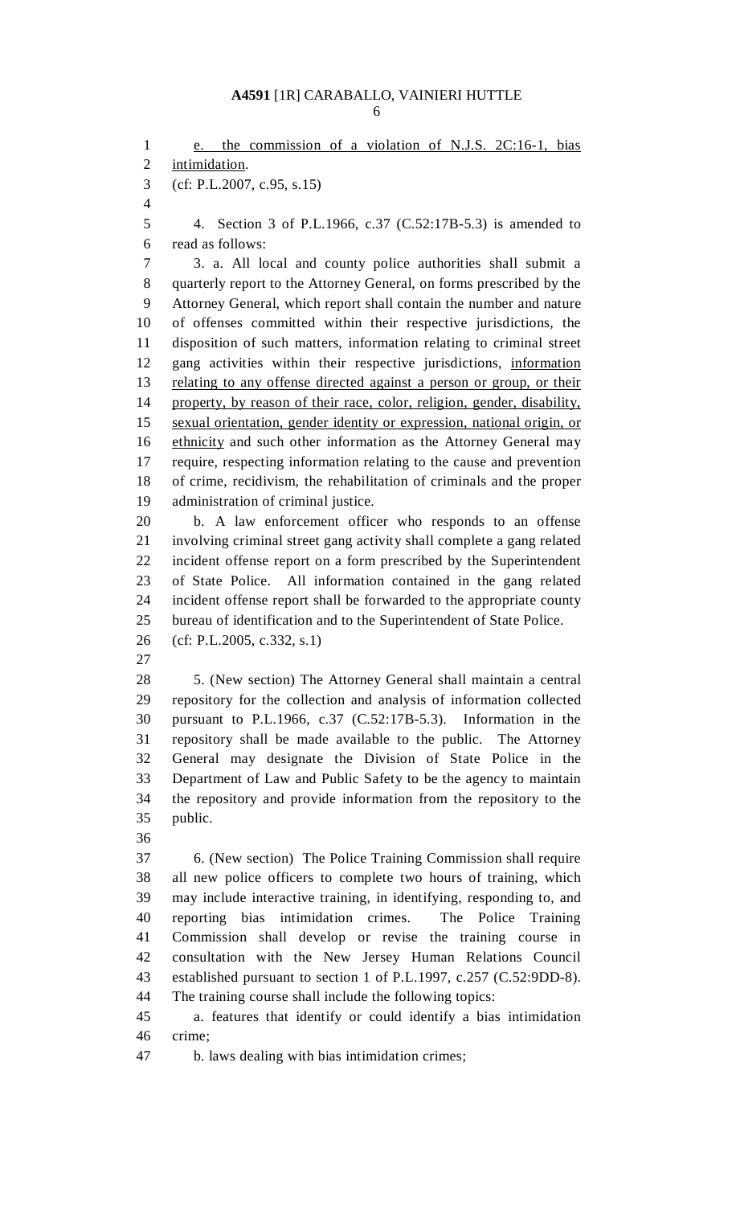e. the commission of a violation of N.J.S. 2C:16-1, bias intimidation.

(cf: P.L.2007, c.95, s.15)

4. Section 3 of P.L.1966, c.37 (C.52:17B-5.3) is amended to read as follows:

3. a. All local and county police authorities shall submit a quarterly report to the Attorney General, on forms prescribed by the Attorney General, which report shall contain the number and nature of offenses committed within their respective jurisdictions, the disposition of such matters, information relating to criminal street gang activities within their respective jurisdictions, information relating to any offense directed against a person or group, or their property, by reason of their race, color, religion, gender, disability, sexual orientation, gender identity or expression, national origin, or ethnicity and such other information as the Attorney General may require, respecting information relating to the cause and prevention of crime, recidivism, the rehabilitation of criminals and the proper administration of criminal justice.

b. A law enforcement officer who responds to an offense involving criminal street gang activity shall complete a gang related incident offense report on a form prescribed by the Superintendent of State Police. All information contained in the gang related incident offense report shall be forwarded to the appropriate county bureau of identification and to the Superintendent of State Police.

(cf: P.L.2005, c.332, s.1)

5. (New section) The Attorney General shall maintain a central repository for the collection and analysis of information collected pursuant to P.L.1966, c.37 (C.52:17B-5.3). Information in the repository shall be made available to the public. The Attorney General may designate the Division of State Police in the Department of Law and Public Safety to be the agency to maintain the repository and provide information from the repository to the public.

6. (New section) The Police Training Commission shall require all new police officers to complete two hours of training, which may include interactive training, in identifying, responding to, and reporting bias intimidation crimes. The Police Training Commission shall develop or revise the training course in consultation with the New Jersey Human Relations Council established pursuant to section 1 of P.L.1997, c.257 (C.52:9DD-8). The training course shall include the following topics:

a. features that identify or could identify a bias intimidation crime;

b. laws dealing with bias intimidation crimes;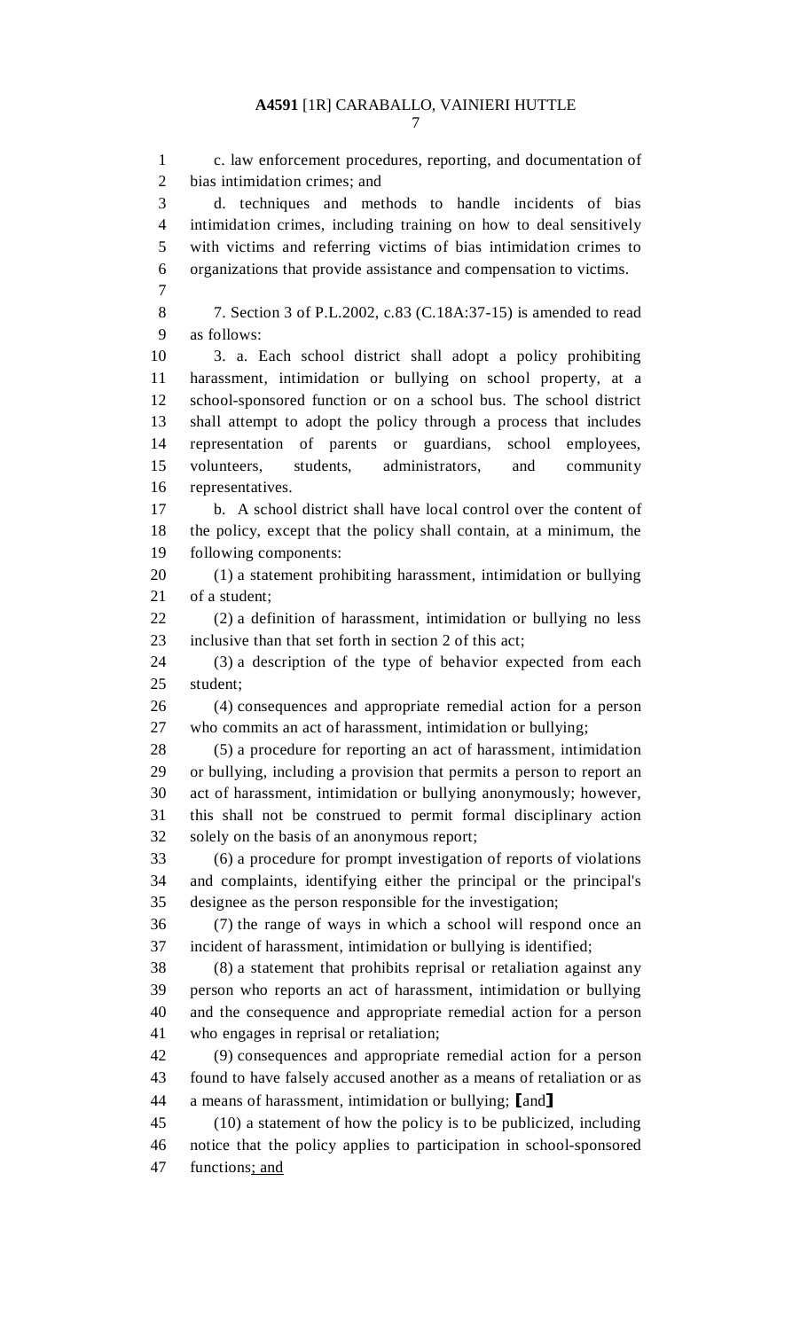c. law enforcement procedures, reporting, and documentation of bias intimidation crimes; and

d. techniques and methods to handle incidents of bias intimidation crimes, including training on how to deal sensitively with victims and referring victims of bias intimidation crimes to organizations that provide assistance and compensation to victims.

7. Section 3 of P.L.2002, c.83 (C.18A:37-15) is amended to read as follows:

3. a. Each school district shall adopt a policy prohibiting harassment, intimidation or bullying on school property, at a school-sponsored function or on a school bus. The school district shall attempt to adopt the policy through a process that includes representation of parents or guardians, school employees, volunteers, students, administrators, and community representatives.

b. A school district shall have local control over the content of the policy, except that the policy shall contain, at a minimum, the following components:

(1) a statement prohibiting harassment, intimidation or bullying of a student;

(2) a definition of harassment, intimidation or bullying no less inclusive than that set forth in section 2 of this act;

(3) a description of the type of behavior expected from each student;

(4) consequences and appropriate remedial action for a person who commits an act of harassment, intimidation or bullying;

(5) a procedure for reporting an act of harassment, intimidation or bullying, including a provision that permits a person to report an act of harassment, intimidation or bullying anonymously; however, this shall not be construed to permit formal disciplinary action solely on the basis of an anonymous report;

(6) a procedure for prompt investigation of reports of violations and complaints, identifying either the principal or the principal's designee as the person responsible for the investigation;

(7) the range of ways in which a school will respond once an incident of harassment, intimidation or bullying is identified;

(8) a statement that prohibits reprisal or retaliation against any person who reports an act of harassment, intimidation or bullying and the consequence and appropriate remedial action for a person who engages in reprisal or retaliation;

(9) consequences and appropriate remedial action for a person found to have falsely accused another as a means of retaliation or as a means of harassment, intimidation or bullying; [and]

(10) a statement of how the policy is to be publicized, including notice that the policy applies to participation in school-sponsored functions<u>; and</u>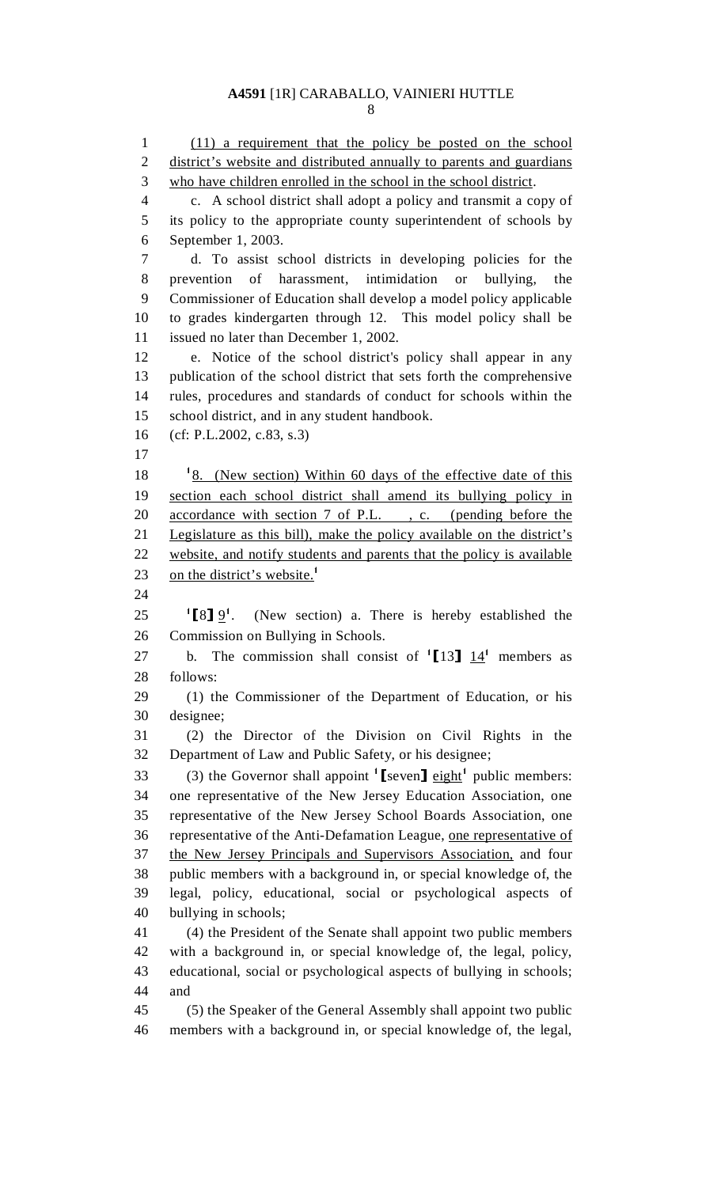(11) a requirement that the policy be posted on the school district's website and distributed annually to parents and guardians who have children enrolled in the school in the school district.

c. A school district shall adopt a policy and transmit a copy of its policy to the appropriate county superintendent of schools by September 1, 2003.

d. To assist school districts in developing policies for the prevention of harassment, intimidation or bullying, the Commissioner of Education shall develop a model policy applicable to grades kindergarten through 12. This model policy shall be issued no later than December 1, 2002.

e. Notice of the school district's policy shall appear in any publication of the school district that sets forth the comprehensive rules, procedures and standards of conduct for schools within the school district, and in any student handbook.

(cf: P.L.2002, c.83, s.3)

[1]8. (New section) Within 60 days of the effective date of this section each school district shall amend its bullying policy in accordance with section 7 of P.L. , c. (pending before the Legislature as this bill), make the policy available on the district's website, and notify students and parents that the policy is available on the district's website.[1]

[1][8] 9[1]. (New section) a. There is hereby established the Commission on Bullying in Schools.

b. The commission shall consist of [1][13] 14[1] members as follows:

(1) the Commissioner of the Department of Education, or his designee;

(2) the Director of the Division on Civil Rights in the Department of Law and Public Safety, or his designee;

(3) the Governor shall appoint [1][seven] eight[1] public members: one representative of the New Jersey Education Association, one representative of the New Jersey School Boards Association, one representative of the Anti-Defamation League, one representative of the New Jersey Principals and Supervisors Association, and four public members with a background in, or special knowledge of, the legal, policy, educational, social or psychological aspects of bullying in schools;

(4) the President of the Senate shall appoint two public members with a background in, or special knowledge of, the legal, policy, educational, social or psychological aspects of bullying in schools; and

(5) the Speaker of the General Assembly shall appoint two public members with a background in, or special knowledge of, the legal,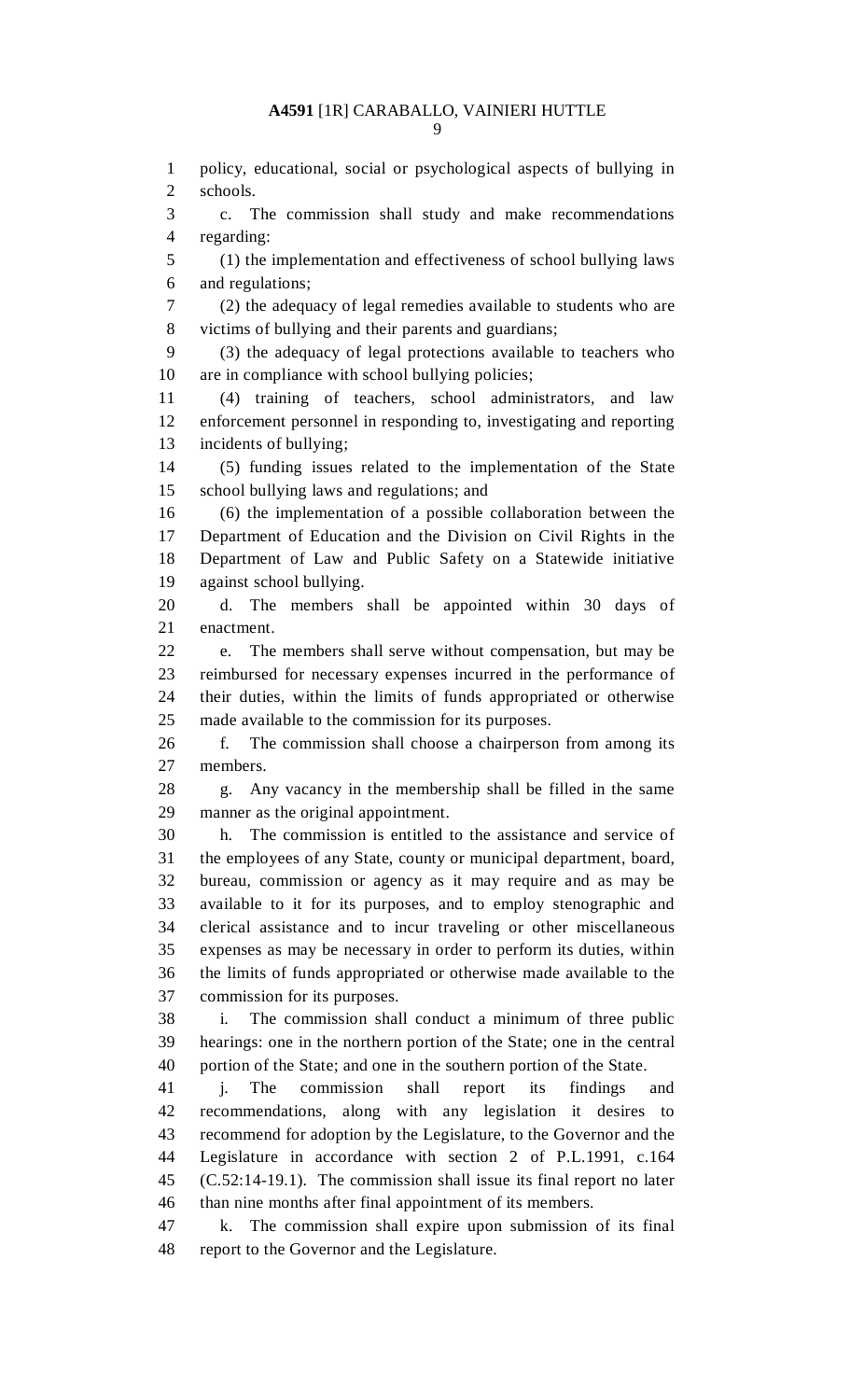policy, educational, social or psychological aspects of bullying in schools.

c. The commission shall study and make recommendations regarding:

(1) the implementation and effectiveness of school bullying laws and regulations;

(2) the adequacy of legal remedies available to students who are victims of bullying and their parents and guardians;

(3) the adequacy of legal protections available to teachers who are in compliance with school bullying policies;

(4) training of teachers, school administrators, and law enforcement personnel in responding to, investigating and reporting incidents of bullying;

(5) funding issues related to the implementation of the State school bullying laws and regulations; and

(6) the implementation of a possible collaboration between the Department of Education and the Division on Civil Rights in the Department of Law and Public Safety on a Statewide initiative against school bullying.

d. The members shall be appointed within 30 days of enactment.

e. The members shall serve without compensation, but may be reimbursed for necessary expenses incurred in the performance of their duties, within the limits of funds appropriated or otherwise made available to the commission for its purposes.

f. The commission shall choose a chairperson from among its members.

g. Any vacancy in the membership shall be filled in the same manner as the original appointment.

h. The commission is entitled to the assistance and service of the employees of any State, county or municipal department, board, bureau, commission or agency as it may require and as may be available to it for its purposes, and to employ stenographic and clerical assistance and to incur traveling or other miscellaneous expenses as may be necessary in order to perform its duties, within the limits of funds appropriated or otherwise made available to the commission for its purposes.

i. The commission shall conduct a minimum of three public hearings: one in the northern portion of the State; one in the central portion of the State; and one in the southern portion of the State.

j. The commission shall report its findings and recommendations, along with any legislation it desires to recommend for adoption by the Legislature, to the Governor and the Legislature in accordance with section 2 of P.L.1991, c.164 (C.52:14-19.1). The commission shall issue its final report no later than nine months after final appointment of its members.

k. The commission shall expire upon submission of its final report to the Governor and the Legislature.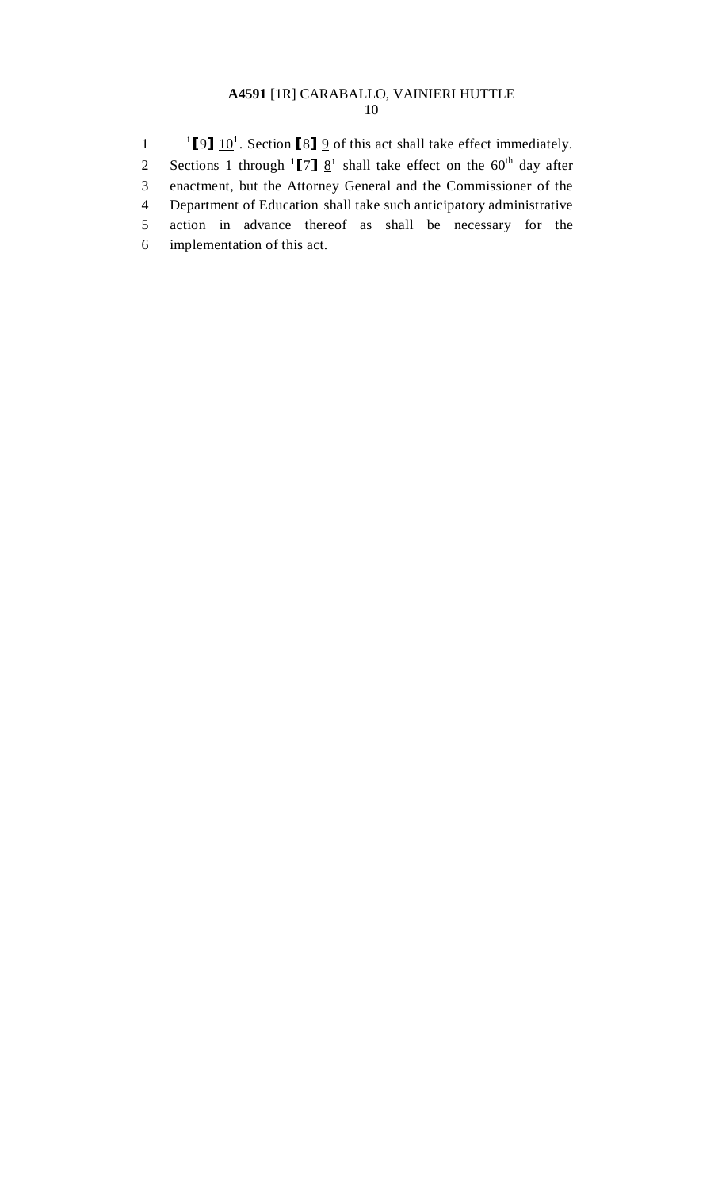[1]【9】 10[1]. Section 【8】 9 of this act shall take effect immediately. Sections 1 through [1]【7】 8[1] shall take effect on the 60th day after enactment, but the Attorney General and the Commissioner of the Department of Education shall take such anticipatory administrative action in advance thereof as shall be necessary for the implementation of this act.